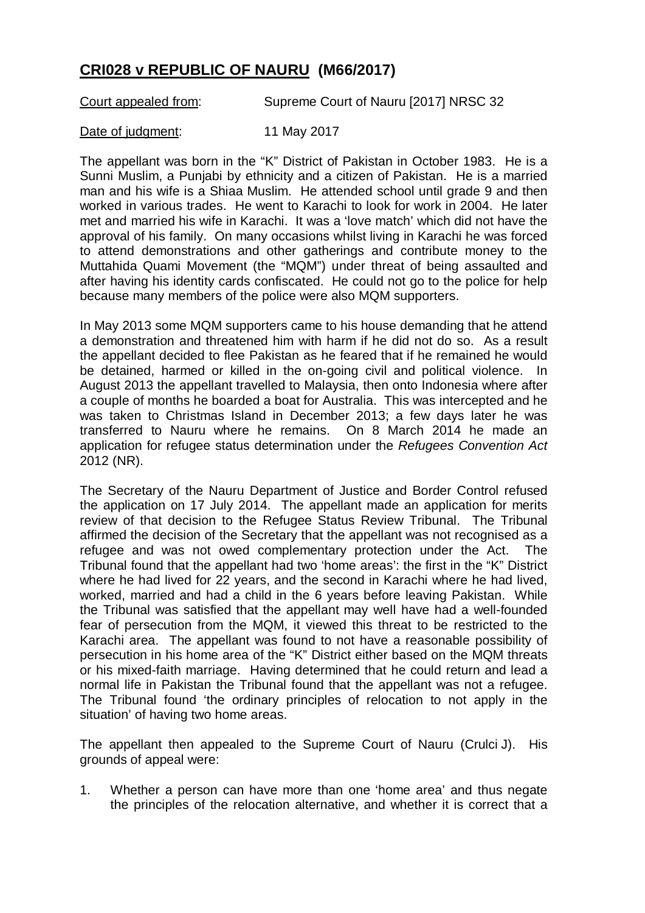# **CRI028 v REPUBLIC OF NAURU (M66/2017)**

Court appealed from: Supreme Court of Nauru [2017] NRSC 32

Date of judgment: 11 May 2017

The appellant was born in the "K" District of Pakistan in October 1983. He is a Sunni Muslim, a Punjabi by ethnicity and a citizen of Pakistan. He is a married man and his wife is a Shiaa Muslim. He attended school until grade 9 and then worked in various trades. He went to Karachi to look for work in 2004. He later met and married his wife in Karachi. It was a 'love match' which did not have the approval of his family. On many occasions whilst living in Karachi he was forced to attend demonstrations and other gatherings and contribute money to the Muttahida Quami Movement (the "MQM") under threat of being assaulted and after having his identity cards confiscated. He could not go to the police for help because many members of the police were also MQM supporters.

In May 2013 some MQM supporters came to his house demanding that he attend a demonstration and threatened him with harm if he did not do so. As a result the appellant decided to flee Pakistan as he feared that if he remained he would be detained, harmed or killed in the on-going civil and political violence. In August 2013 the appellant travelled to Malaysia, then onto Indonesia where after a couple of months he boarded a boat for Australia. This was intercepted and he was taken to Christmas Island in December 2013; a few days later he was transferred to Nauru where he remains. On 8 March 2014 he made an application for refugee status determination under the *Refugees Convention Act* 2012 (NR).

The Secretary of the Nauru Department of Justice and Border Control refused the application on 17 July 2014. The appellant made an application for merits review of that decision to the Refugee Status Review Tribunal. The Tribunal affirmed the decision of the Secretary that the appellant was not recognised as a refugee and was not owed complementary protection under the Act. The Tribunal found that the appellant had two 'home areas': the first in the "K" District where he had lived for 22 years, and the second in Karachi where he had lived, worked, married and had a child in the 6 years before leaving Pakistan. While the Tribunal was satisfied that the appellant may well have had a well-founded fear of persecution from the MQM, it viewed this threat to be restricted to the Karachi area. The appellant was found to not have a reasonable possibility of persecution in his home area of the "K" District either based on the MQM threats or his mixed-faith marriage. Having determined that he could return and lead a normal life in Pakistan the Tribunal found that the appellant was not a refugee. The Tribunal found 'the ordinary principles of relocation to not apply in the situation' of having two home areas.

The appellant then appealed to the Supreme Court of Nauru (Crulci J). His grounds of appeal were:

1. Whether a person can have more than one 'home area' and thus negate the principles of the relocation alternative, and whether it is correct that a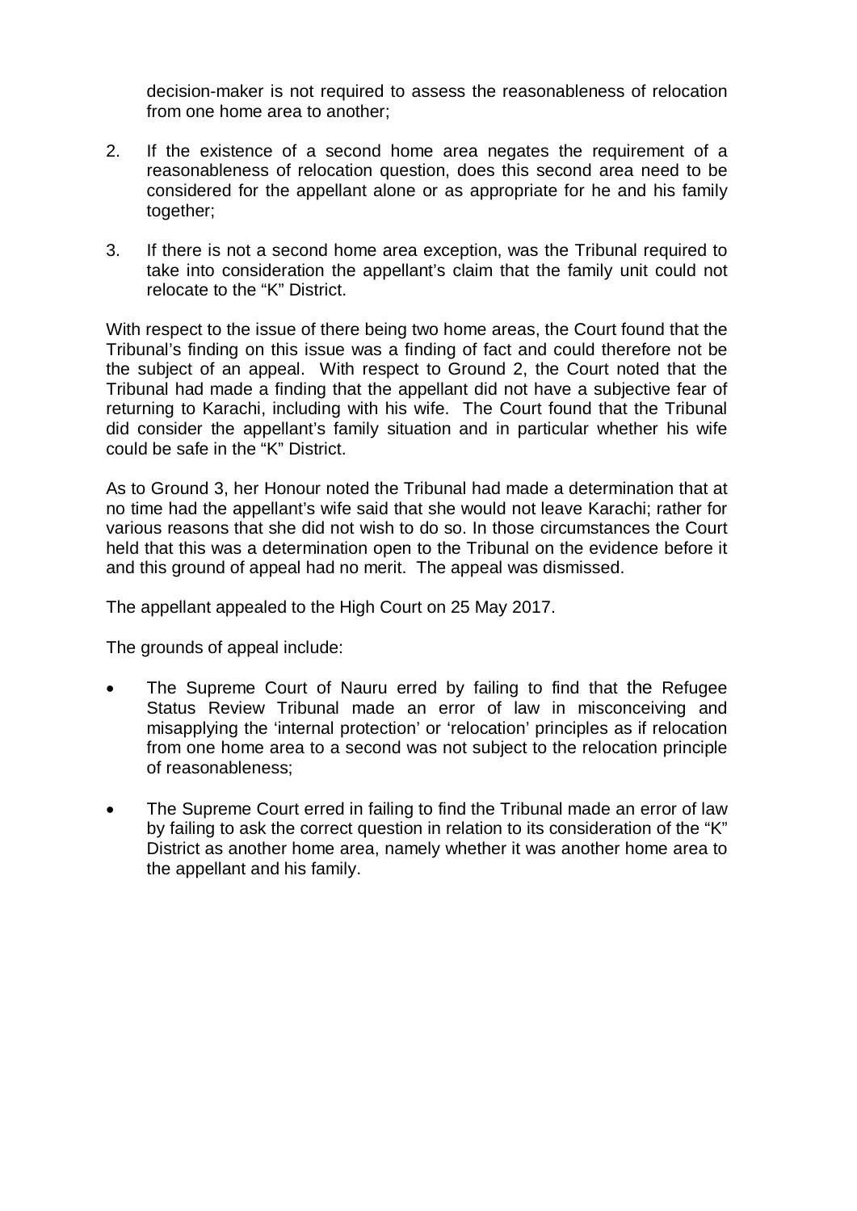decision-maker is not required to assess the reasonableness of relocation from one home area to another;

2. If the existence of a second home area negates the requirement of a reasonableness of relocation question, does this second area need to be considered for the appellant alone or as appropriate for he and his family together;

3. If there is not a second home area exception, was the Tribunal required to take into consideration the appellant's claim that the family unit could not relocate to the "K" District.

With respect to the issue of there being two home areas, the Court found that the Tribunal's finding on this issue was a finding of fact and could therefore not be the subject of an appeal. With respect to Ground 2, the Court noted that the Tribunal had made a finding that the appellant did not have a subjective fear of returning to Karachi, including with his wife. The Court found that the Tribunal did consider the appellant's family situation and in particular whether his wife could be safe in the "K" District.

As to Ground 3, her Honour noted the Tribunal had made a determination that at no time had the appellant's wife said that she would not leave Karachi; rather for various reasons that she did not wish to do so. In those circumstances the Court held that this was a determination open to the Tribunal on the evidence before it and this ground of appeal had no merit. The appeal was dismissed.

The appellant appealed to the High Court on 25 May 2017.

The grounds of appeal include:

- The Supreme Court of Nauru erred by failing to find that the Refugee Status Review Tribunal made an error of law in misconceiving and misapplying the 'internal protection' or 'relocation' principles as if relocation from one home area to a second was not subject to the relocation principle of reasonableness;

- The Supreme Court erred in failing to find the Tribunal made an error of law by failing to ask the correct question in relation to its consideration of the "K" District as another home area, namely whether it was another home area to the appellant and his family.